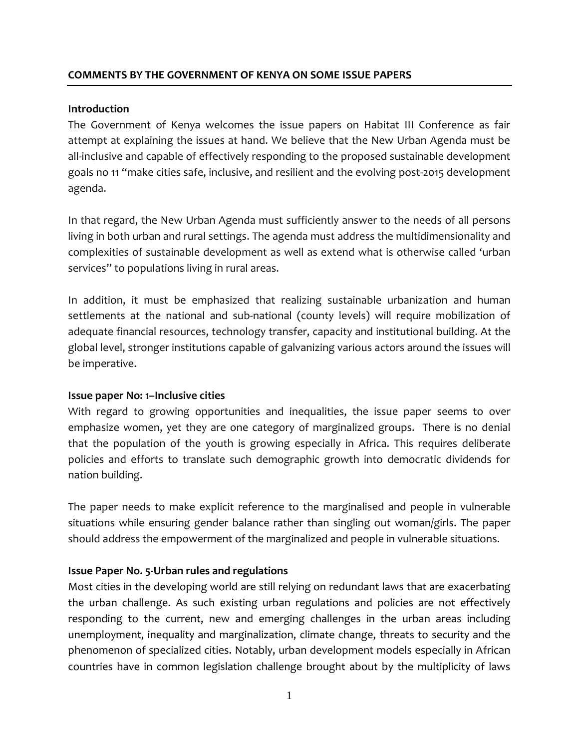**COMMENTS BY THE GOVERNMENT OF KENYA ON SOME ISSUE PAPERS**

**Introduction**

The Government of Kenya welcomes the issue papers on Habitat III Conference as fair attempt at explaining the issues at hand. We believe that the New Urban Agenda must be all-inclusive and capable of effectively responding to the proposed sustainable development goals no 11 "make cities safe, inclusive, and resilient and the evolving post-2015 development agenda.

In that regard, the New Urban Agenda must sufficiently answer to the needs of all persons living in both urban and rural settings. The agenda must address the multidimensionality and complexities of sustainable development as well as extend what is otherwise called 'urban services" to populations living in rural areas.

In addition, it must be emphasized that realizing sustainable urbanization and human settlements at the national and sub-national (county levels) will require mobilization of adequate financial resources, technology transfer, capacity and institutional building. At the global level, stronger institutions capable of galvanizing various actors around the issues will be imperative.

**Issue paper No: 1–Inclusive cities**

With regard to growing opportunities and inequalities, the issue paper seems to over emphasize women, yet they are one category of marginalized groups. There is no denial that the population of the youth is growing especially in Africa. This requires deliberate policies and efforts to translate such demographic growth into democratic dividends for nation building.

The paper needs to make explicit reference to the marginalised and people in vulnerable situations while ensuring gender balance rather than singling out woman/girls. The paper should address the empowerment of the marginalized and people in vulnerable situations.

**Issue Paper No. 5-Urban rules and regulations**

Most cities in the developing world are still relying on redundant laws that are exacerbating the urban challenge. As such existing urban regulations and policies are not effectively responding to the current, new and emerging challenges in the urban areas including unemployment, inequality and marginalization, climate change, threats to security and the phenomenon of specialized cities. Notably, urban development models especially in African countries have in common legislation challenge brought about by the multiplicity of laws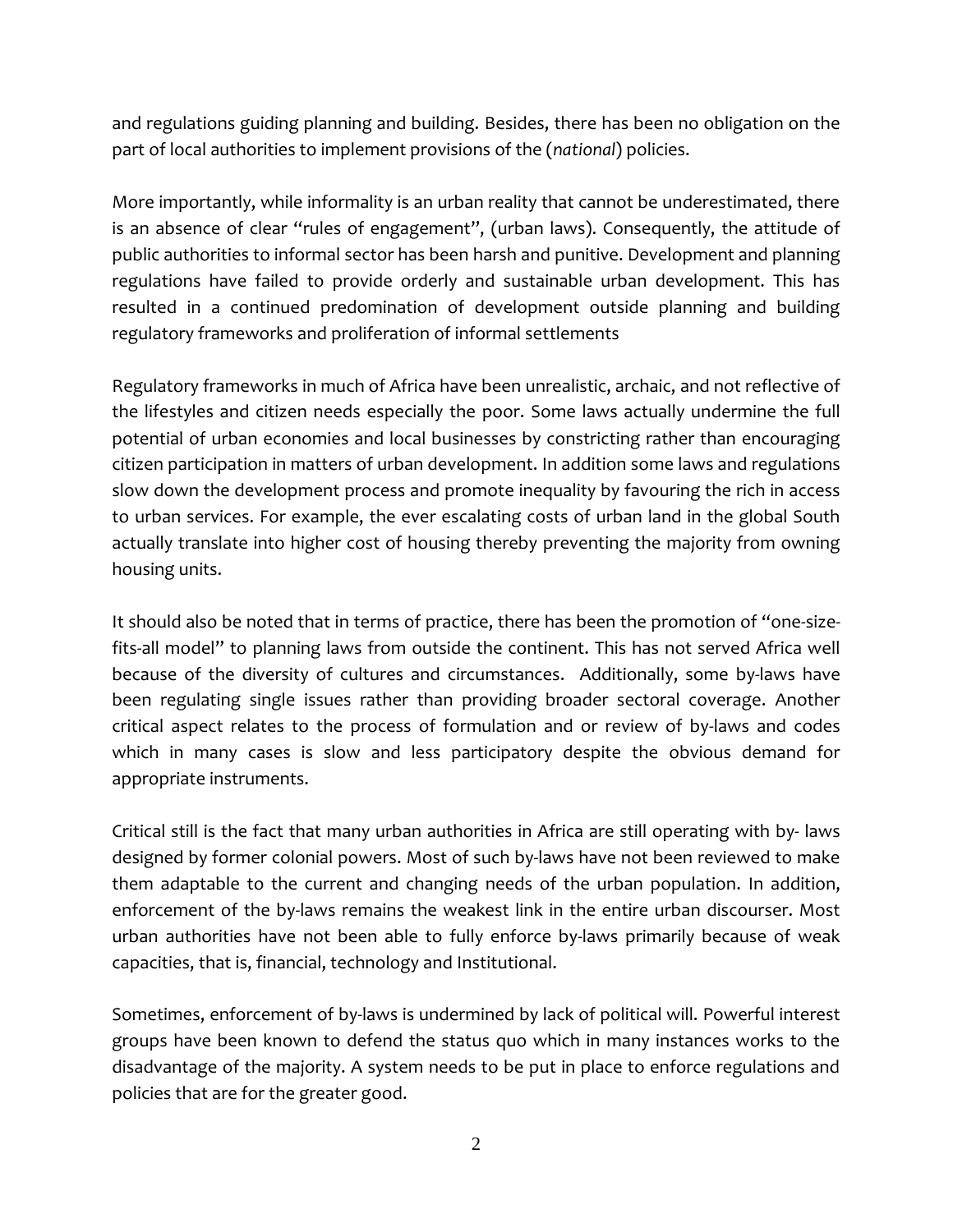and regulations guiding planning and building. Besides, there has been no obligation on the part of local authorities to implement provisions of the (*national*) policies.

More importantly, while informality is an urban reality that cannot be underestimated, there is an absence of clear "rules of engagement", (urban laws). Consequently, the attitude of public authorities to informal sector has been harsh and punitive. Development and planning regulations have failed to provide orderly and sustainable urban development. This has resulted in a continued predomination of development outside planning and building regulatory frameworks and proliferation of informal settlements

Regulatory frameworks in much of Africa have been unrealistic, archaic, and not reflective of the lifestyles and citizen needs especially the poor. Some laws actually undermine the full potential of urban economies and local businesses by constricting rather than encouraging citizen participation in matters of urban development. In addition some laws and regulations slow down the development process and promote inequality by favouring the rich in access to urban services. For example, the ever escalating costs of urban land in the global South actually translate into higher cost of housing thereby preventing the majority from owning housing units.

It should also be noted that in terms of practice, there has been the promotion of "one-size-fits-all model" to planning laws from outside the continent. This has not served Africa well because of the diversity of cultures and circumstances. Additionally, some by-laws have been regulating single issues rather than providing broader sectoral coverage. Another critical aspect relates to the process of formulation and or review of by-laws and codes which in many cases is slow and less participatory despite the obvious demand for appropriate instruments.

Critical still is the fact that many urban authorities in Africa are still operating with by- laws designed by former colonial powers. Most of such by-laws have not been reviewed to make them adaptable to the current and changing needs of the urban population. In addition, enforcement of the by-laws remains the weakest link in the entire urban discourser. Most urban authorities have not been able to fully enforce by-laws primarily because of weak capacities, that is, financial, technology and Institutional.

Sometimes, enforcement of by-laws is undermined by lack of political will. Powerful interest groups have been known to defend the status quo which in many instances works to the disadvantage of the majority. A system needs to be put in place to enforce regulations and policies that are for the greater good.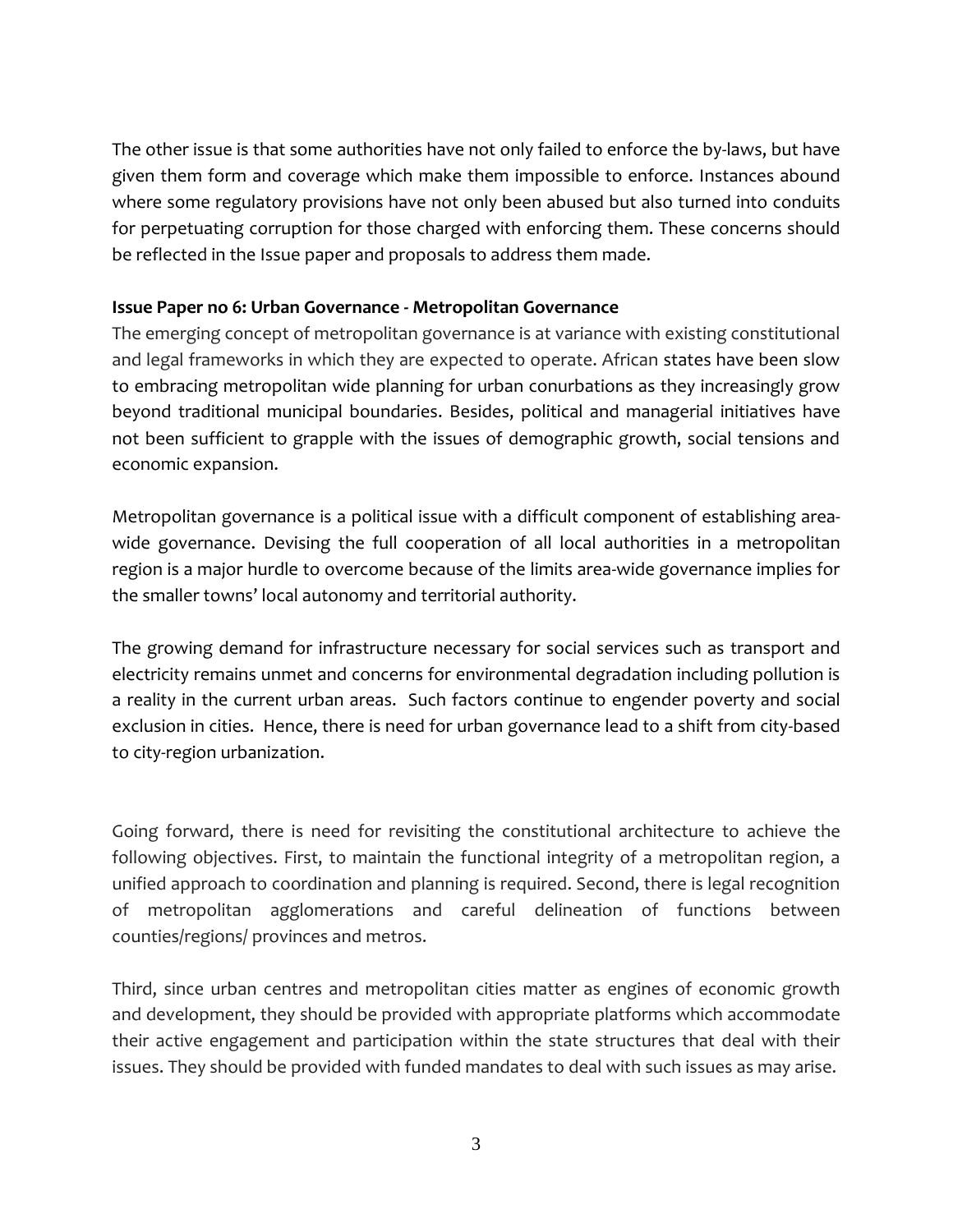The other issue is that some authorities have not only failed to enforce the by-laws, but have given them form and coverage which make them impossible to enforce. Instances abound where some regulatory provisions have not only been abused but also turned into conduits for perpetuating corruption for those charged with enforcing them. These concerns should be reflected in the Issue paper and proposals to address them made.

**Issue Paper no 6: Urban Governance - Metropolitan Governance**

The emerging concept of metropolitan governance is at variance with existing constitutional and legal frameworks in which they are expected to operate. African states have been slow to embracing metropolitan wide planning for urban conurbations as they increasingly grow beyond traditional municipal boundaries. Besides, political and managerial initiatives have not been sufficient to grapple with the issues of demographic growth, social tensions and economic expansion.

Metropolitan governance is a political issue with a difficult component of establishing area-wide governance. Devising the full cooperation of all local authorities in a metropolitan region is a major hurdle to overcome because of the limits area-wide governance implies for the smaller towns' local autonomy and territorial authority.

The growing demand for infrastructure necessary for social services such as transport and electricity remains unmet and concerns for environmental degradation including pollution is a reality in the current urban areas. Such factors continue to engender poverty and social exclusion in cities. Hence, there is need for urban governance lead to a shift from city-based to city-region urbanization.

Going forward, there is need for revisiting the constitutional architecture to achieve the following objectives. First, to maintain the functional integrity of a metropolitan region, a unified approach to coordination and planning is required. Second, there is legal recognition of metropolitan agglomerations and careful delineation of functions between counties/regions/ provinces and metros.

Third, since urban centres and metropolitan cities matter as engines of economic growth and development, they should be provided with appropriate platforms which accommodate their active engagement and participation within the state structures that deal with their issues. They should be provided with funded mandates to deal with such issues as may arise.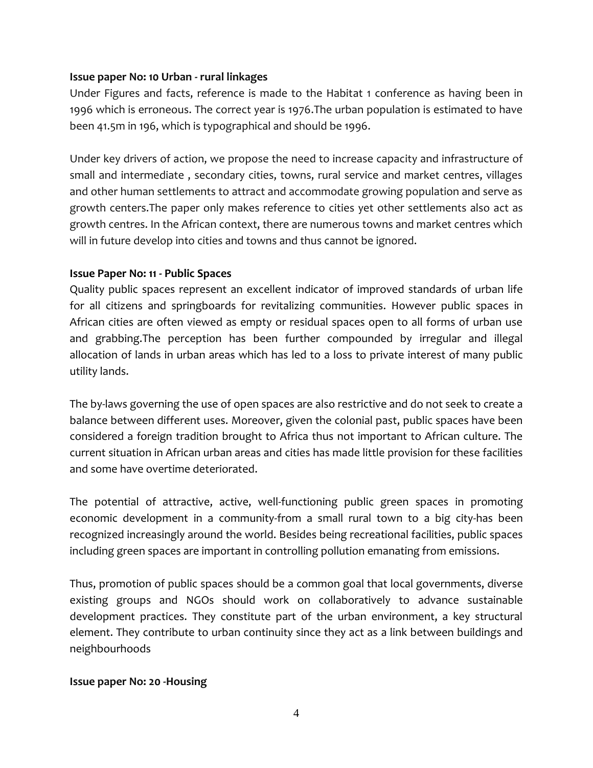**Issue paper No: 10 Urban - rural linkages**

Under Figures and facts, reference is made to the Habitat 1 conference as having been in 1996 which is erroneous. The correct year is 1976.The urban population is estimated to have been 41.5m in 196, which is typographical and should be 1996.

Under key drivers of action, we propose the need to increase capacity and infrastructure of small and intermediate , secondary cities, towns, rural service and market centres, villages and other human settlements to attract and accommodate growing population and serve as growth centers.The paper only makes reference to cities yet other settlements also act as growth centres. In the African context, there are numerous towns and market centres which will in future develop into cities and towns and thus cannot be ignored.

**Issue Paper No: 11 - Public Spaces**

Quality public spaces represent an excellent indicator of improved standards of urban life for all citizens and springboards for revitalizing communities. However public spaces in African cities are often viewed as empty or residual spaces open to all forms of urban use and grabbing.The perception has been further compounded by irregular and illegal allocation of lands in urban areas which has led to a loss to private interest of many public utility lands.

The by-laws governing the use of open spaces are also restrictive and do not seek to create a balance between different uses. Moreover, given the colonial past, public spaces have been considered a foreign tradition brought to Africa thus not important to African culture. The current situation in African urban areas and cities has made little provision for these facilities and some have overtime deteriorated.

The potential of attractive, active, well-functioning public green spaces in promoting economic development in a community-from a small rural town to a big city-has been recognized increasingly around the world. Besides being recreational facilities, public spaces including green spaces are important in controlling pollution emanating from emissions.

Thus, promotion of public spaces should be a common goal that local governments, diverse existing groups and NGOs should work on collaboratively to advance sustainable development practices. They constitute part of the urban environment, a key structural element. They contribute to urban continuity since they act as a link between buildings and neighbourhoods

**Issue paper No: 20 -Housing**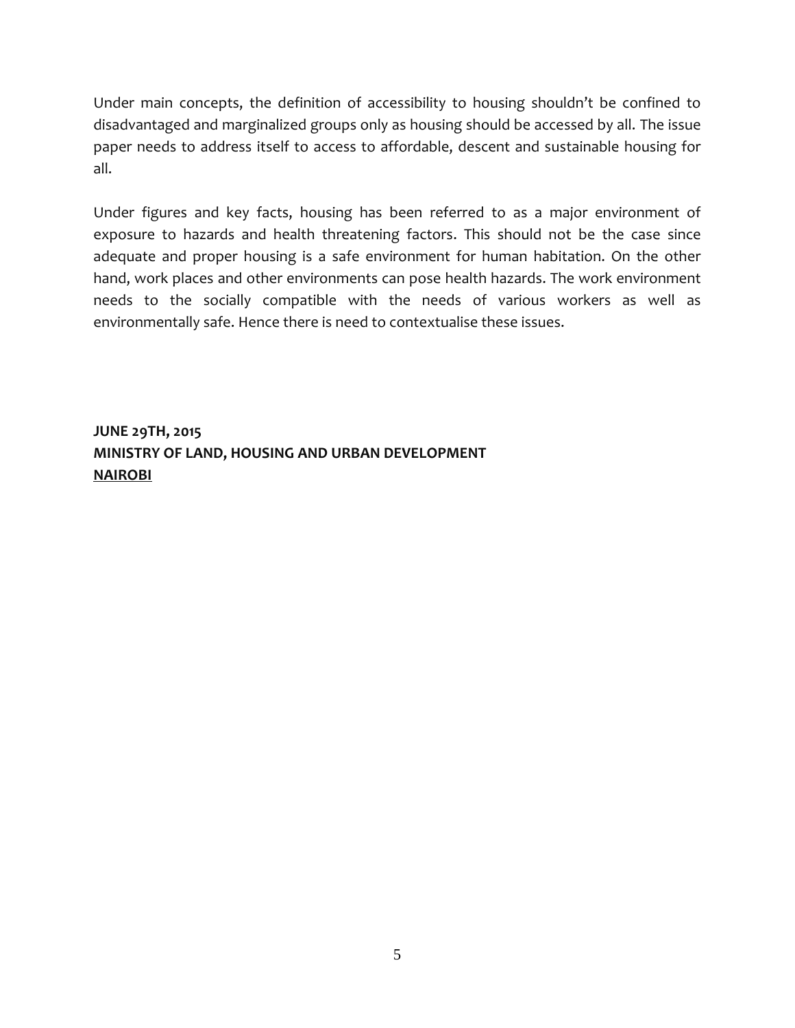Under main concepts, the definition of accessibility to housing shouldn't be confined to disadvantaged and marginalized groups only as housing should be accessed by all. The issue paper needs to address itself to access to affordable, descent and sustainable housing for all.

Under figures and key facts, housing has been referred to as a major environment of exposure to hazards and health threatening factors. This should not be the case since adequate and proper housing is a safe environment for human habitation. On the other hand, work places and other environments can pose health hazards. The work environment needs to the socially compatible with the needs of various workers as well as environmentally safe. Hence there is need to contextualise these issues.

**JUNE 29TH, 2015**
**MINISTRY OF LAND, HOUSING AND URBAN DEVELOPMENT**
**NAIROBI**